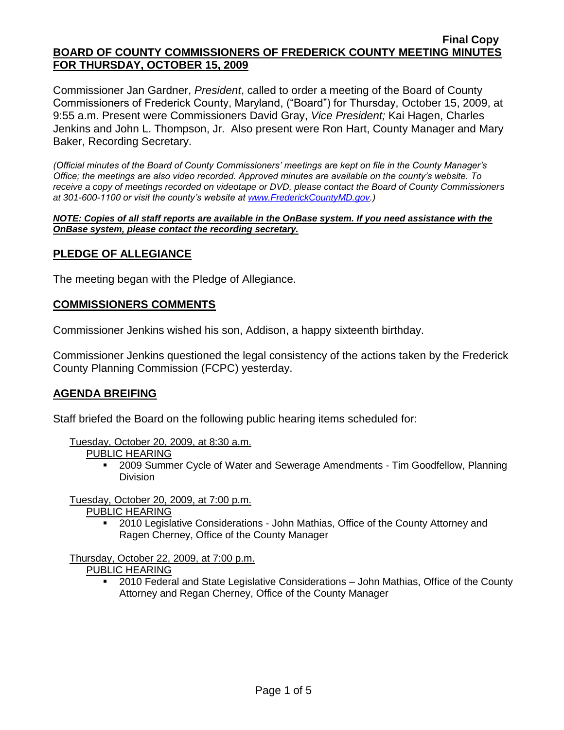**Final Copy**

# BOARD OF COUNTY COMMISSIONERS OF FREDERICK COUNTY MEETING MINUTES FOR THURSDAY, OCTOBER 15, 2009

Commissioner Jan Gardner, *President*, called to order a meeting of the Board of County Commissioners of Frederick County, Maryland, ("Board") for Thursday, October 15, 2009, at 9:55 a.m. Present were Commissioners David Gray, *Vice President;* Kai Hagen, Charles Jenkins and John L. Thompson, Jr. Also present were Ron Hart, County Manager and Mary Baker, Recording Secretary.

*(Official minutes of the Board of County Commissioners' meetings are kept on file in the County Manager's Office; the meetings are also video recorded. Approved minutes are available on the county's website. To receive a copy of meetings recorded on videotape or DVD, please contact the Board of County Commissioners at 301-600-1100 or visit the county's website at www.FrederickCountyMD.gov.)*

***NOTE: Copies of all staff reports are available in the OnBase system. If you need assistance with the OnBase system, please contact the recording secretary.***

## PLEDGE OF ALLEGIANCE

The meeting began with the Pledge of Allegiance.

## COMMISSIONERS COMMENTS

Commissioner Jenkins wished his son, Addison, a happy sixteenth birthday.

Commissioner Jenkins questioned the legal consistency of the actions taken by the Frederick County Planning Commission (FCPC) yesterday.

## AGENDA BREIFING

Staff briefed the Board on the following public hearing items scheduled for:

Tuesday, October 20, 2009, at 8:30 a.m.

PUBLIC HEARING

- 2009 Summer Cycle of Water and Sewerage Amendments - Tim Goodfellow, Planning Division

Tuesday, October 20, 2009, at 7:00 p.m.

PUBLIC HEARING

- 2010 Legislative Considerations - John Mathias, Office of the County Attorney and Ragen Cherney, Office of the County Manager

Thursday, October 22, 2009, at 7:00 p.m.

PUBLIC HEARING

- 2010 Federal and State Legislative Considerations – John Mathias, Office of the County Attorney and Regan Cherney, Office of the County Manager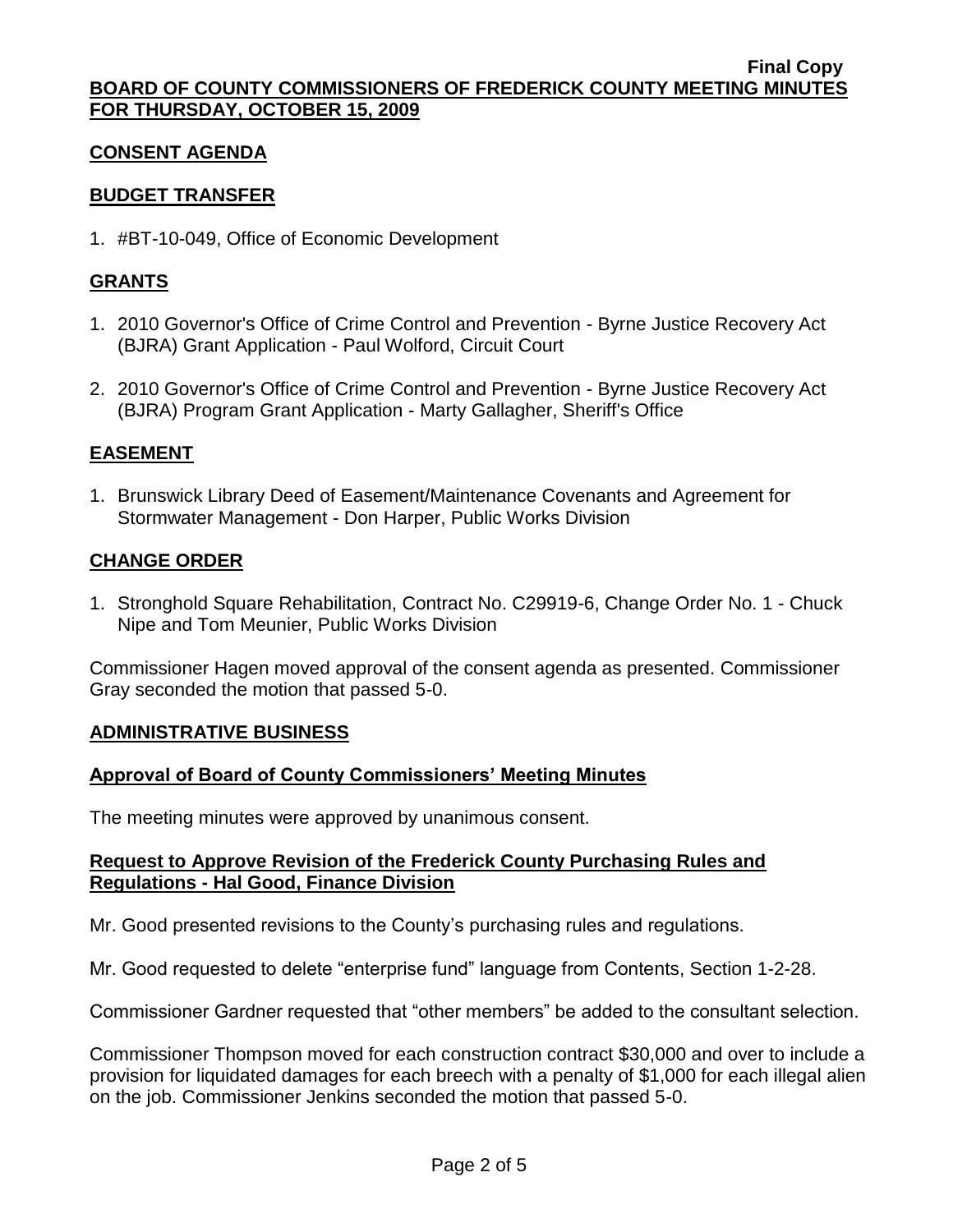## CONSENT AGENDA

### BUDGET TRANSFER

1. #BT-10-049, Office of Economic Development

### GRANTS

1. 2010 Governor's Office of Crime Control and Prevention - Byrne Justice Recovery Act (BJRA) Grant Application - Paul Wolford, Circuit Court
2. 2010 Governor's Office of Crime Control and Prevention - Byrne Justice Recovery Act (BJRA) Program Grant Application - Marty Gallagher, Sheriff's Office

### EASEMENT

1. Brunswick Library Deed of Easement/Maintenance Covenants and Agreement for Stormwater Management - Don Harper, Public Works Division

### CHANGE ORDER

1. Stronghold Square Rehabilitation, Contract No. C29919-6, Change Order No. 1 - Chuck Nipe and Tom Meunier, Public Works Division

Commissioner Hagen moved approval of the consent agenda as presented. Commissioner Gray seconded the motion that passed 5-0.

## ADMINISTRATIVE BUSINESS

### Approval of Board of County Commissioners' Meeting Minutes

The meeting minutes were approved by unanimous consent.

### Request to Approve Revision of the Frederick County Purchasing Rules and Regulations - Hal Good, Finance Division

Mr. Good presented revisions to the County's purchasing rules and regulations.

Mr. Good requested to delete "enterprise fund" language from Contents, Section 1-2-28.

Commissioner Gardner requested that "other members" be added to the consultant selection.

Commissioner Thompson moved for each construction contract $30,000 and over to include a provision for liquidated damages for each breech with a penalty of $1,000 for each illegal alien on the job. Commissioner Jenkins seconded the motion that passed 5-0.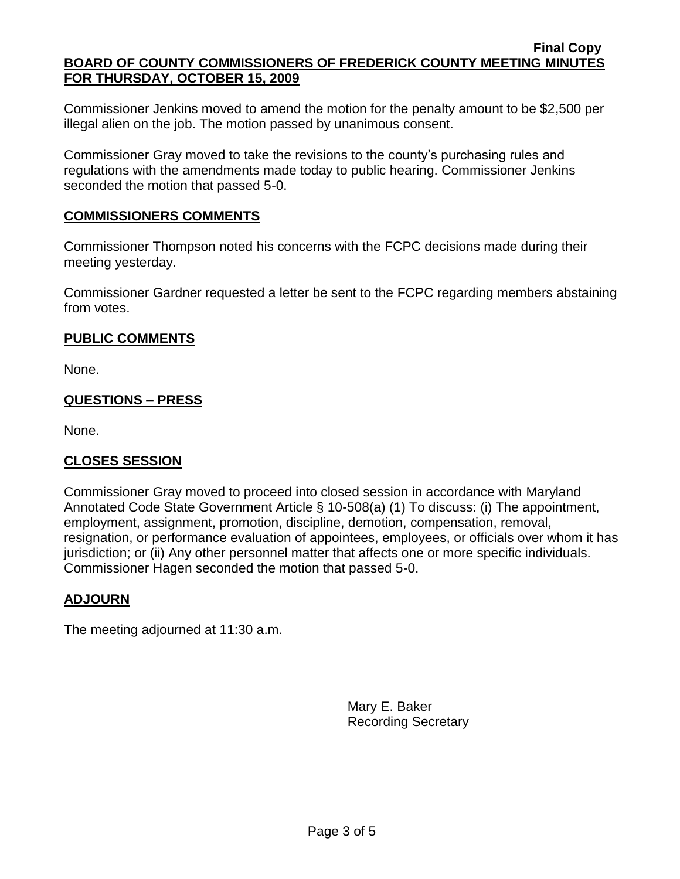Commissioner Jenkins moved to amend the motion for the penalty amount to be $2,500 per illegal alien on the job. The motion passed by unanimous consent.

Commissioner Gray moved to take the revisions to the county's purchasing rules and regulations with the amendments made today to public hearing. Commissioner Jenkins seconded the motion that passed 5-0.

## COMMISSIONERS COMMENTS

Commissioner Thompson noted his concerns with the FCPC decisions made during their meeting yesterday.

Commissioner Gardner requested a letter be sent to the FCPC regarding members abstaining from votes.

## PUBLIC COMMENTS

None.

## QUESTIONS – PRESS

None.

## CLOSES SESSION

Commissioner Gray moved to proceed into closed session in accordance with Maryland Annotated Code State Government Article § 10-508(a) (1) To discuss: (i) The appointment, employment, assignment, promotion, discipline, demotion, compensation, removal, resignation, or performance evaluation of appointees, employees, or officials over whom it has jurisdiction; or (ii) Any other personnel matter that affects one or more specific individuals. Commissioner Hagen seconded the motion that passed 5-0.

## ADJOURN

The meeting adjourned at 11:30 a.m.

Mary E. Baker
Recording Secretary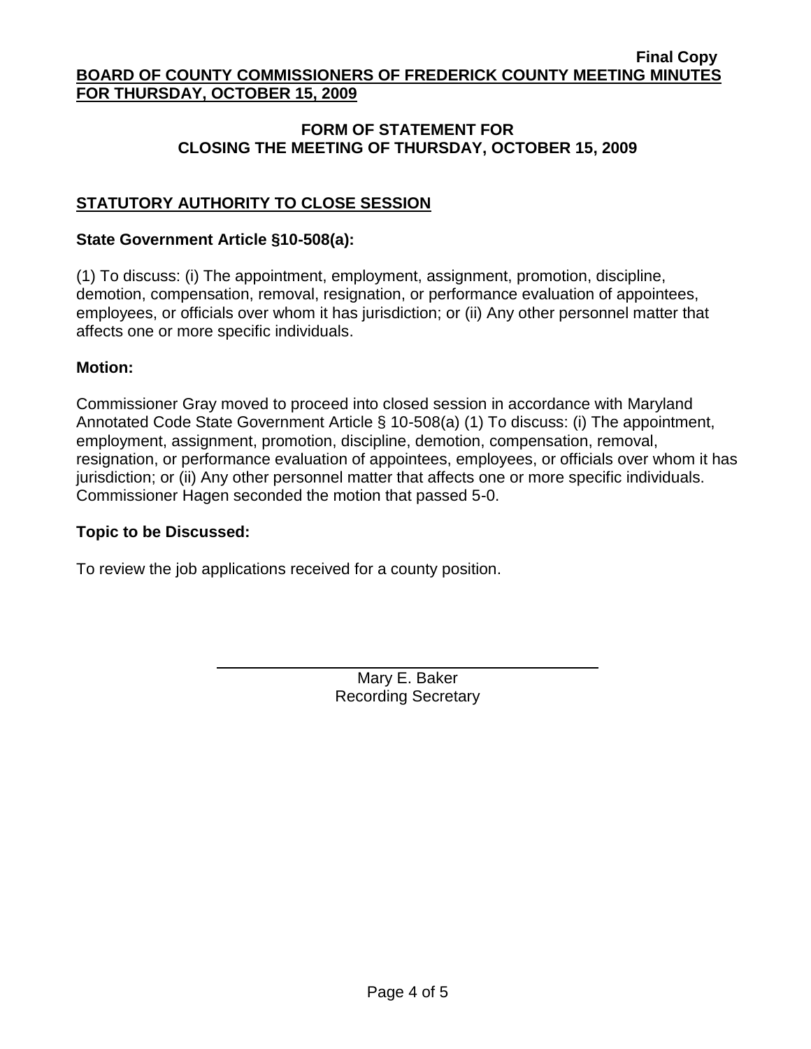**Final Copy**

**BOARD OF COUNTY COMMISSIONERS OF FREDERICK COUNTY MEETING MINUTES FOR THURSDAY, OCTOBER 15, 2009**

## FORM OF STATEMENT FOR CLOSING THE MEETING OF THURSDAY, OCTOBER 15, 2009

### STATUTORY AUTHORITY TO CLOSE SESSION

**State Government Article §10-508(a):**

(1) To discuss: (i) The appointment, employment, assignment, promotion, discipline, demotion, compensation, removal, resignation, or performance evaluation of appointees, employees, or officials over whom it has jurisdiction; or (ii) Any other personnel matter that affects one or more specific individuals.

**Motion:**

Commissioner Gray moved to proceed into closed session in accordance with Maryland Annotated Code State Government Article § 10-508(a) (1) To discuss: (i) The appointment, employment, assignment, promotion, discipline, demotion, compensation, removal, resignation, or performance evaluation of appointees, employees, or officials over whom it has jurisdiction; or (ii) Any other personnel matter that affects one or more specific individuals. Commissioner Hagen seconded the motion that passed 5-0.

**Topic to be Discussed:**

To review the job applications received for a county position.

Mary E. Baker
Recording Secretary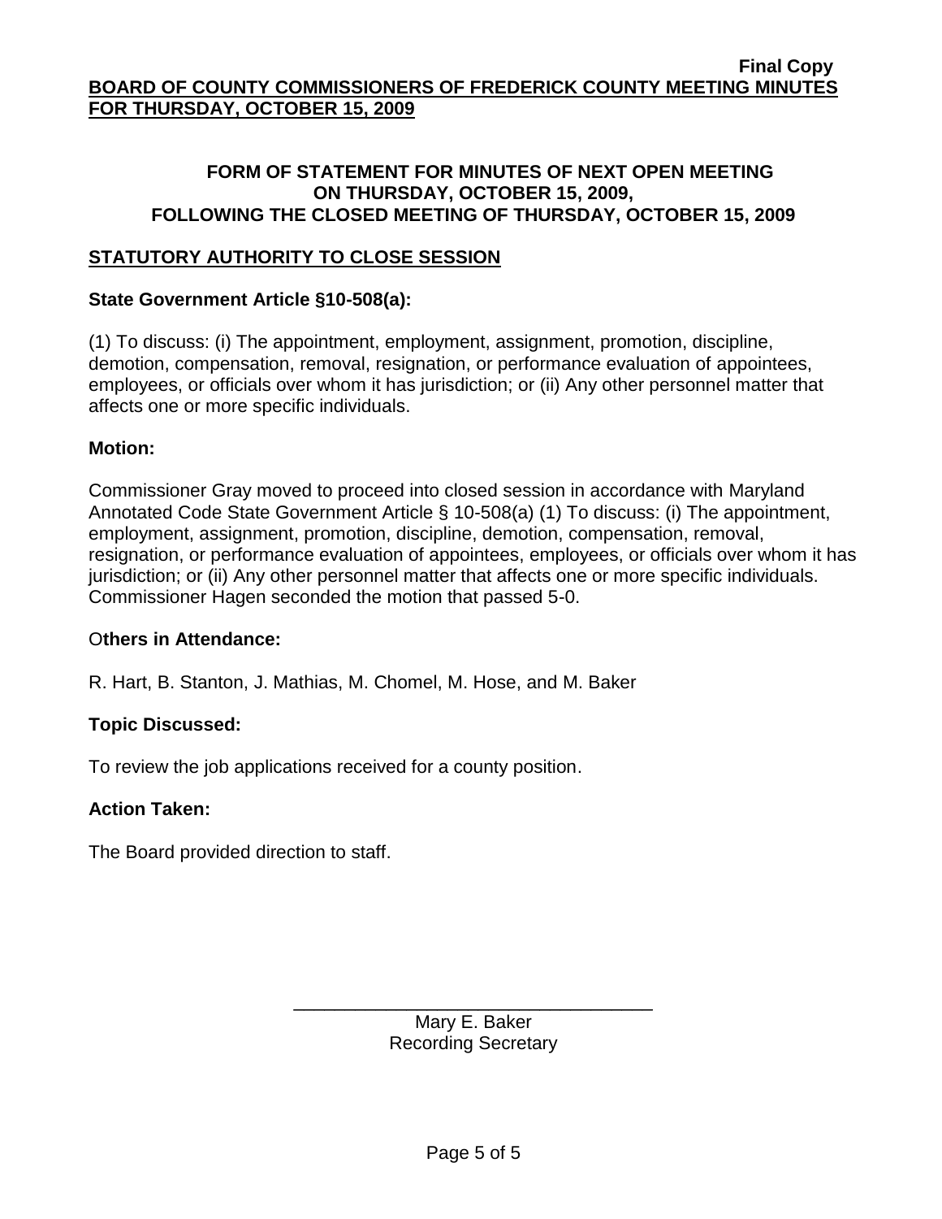**FORM OF STATEMENT FOR MINUTES OF NEXT OPEN MEETING ON THURSDAY, OCTOBER 15, 2009, FOLLOWING THE CLOSED MEETING OF THURSDAY, OCTOBER 15, 2009**

## STATUTORY AUTHORITY TO CLOSE SESSION

**State Government Article §10-508(a):**

(1) To discuss: (i) The appointment, employment, assignment, promotion, discipline, demotion, compensation, removal, resignation, or performance evaluation of appointees, employees, or officials over whom it has jurisdiction; or (ii) Any other personnel matter that affects one or more specific individuals.

**Motion:**

Commissioner Gray moved to proceed into closed session in accordance with Maryland Annotated Code State Government Article § 10-508(a) (1) To discuss: (i) The appointment, employment, assignment, promotion, discipline, demotion, compensation, removal, resignation, or performance evaluation of appointees, employees, or officials over whom it has jurisdiction; or (ii) Any other personnel matter that affects one or more specific individuals. Commissioner Hagen seconded the motion that passed 5-0.

**Others in Attendance:**

R. Hart, B. Stanton, J. Mathias, M. Chomel, M. Hose, and M. Baker

**Topic Discussed:**

To review the job applications received for a county position.

**Action Taken:**

The Board provided direction to staff.

\_\_\_\_\_\_\_\_\_\_\_\_\_\_\_\_\_\_\_\_\_\_\_\_\_\_\_\_\_\_\_\_\_\_\_\_
Mary E. Baker
Recording Secretary